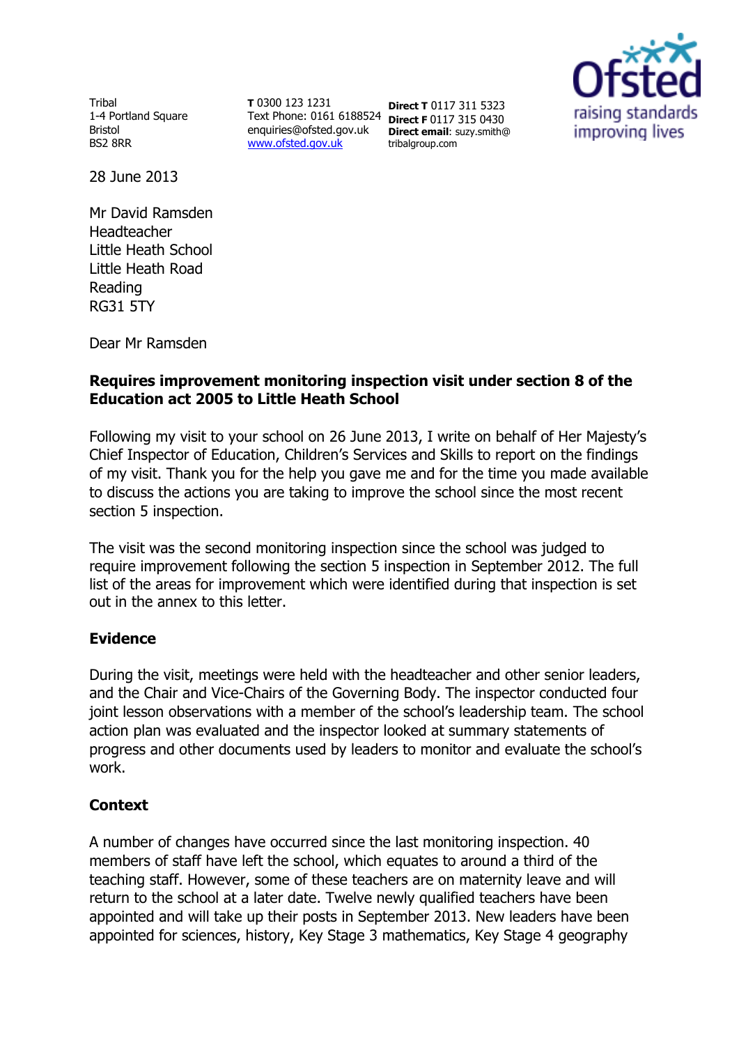Tribal
1-4 Portland Square
Bristol
BS2 8RR

**T** 0300 123 1231
Text Phone: 0161 6188524
enquiries@ofsted.gov.uk
www.ofsted.gov.uk

**Direct T** 0117 311 5323
**Direct F** 0117 315 0430
**Direct email**: suzy.smith@tribalgroup.com

28 June 2013

Mr David Ramsden
Headteacher
Little Heath School
Little Heath Road
Reading
RG31 5TY

Dear Mr Ramsden

**Requires improvement monitoring inspection visit under section 8 of the Education act 2005 to Little Heath School**

Following my visit to your school on 26 June 2013, I write on behalf of Her Majesty's Chief Inspector of Education, Children's Services and Skills to report on the findings of my visit. Thank you for the help you gave me and for the time you made available to discuss the actions you are taking to improve the school since the most recent section 5 inspection.

The visit was the second monitoring inspection since the school was judged to require improvement following the section 5 inspection in September 2012. The full list of the areas for improvement which were identified during that inspection is set out in the annex to this letter.

## Evidence

During the visit, meetings were held with the headteacher and other senior leaders, and the Chair and Vice-Chairs of the Governing Body. The inspector conducted four joint lesson observations with a member of the school's leadership team. The school action plan was evaluated and the inspector looked at summary statements of progress and other documents used by leaders to monitor and evaluate the school's work.

## Context

A number of changes have occurred since the last monitoring inspection. 40 members of staff have left the school, which equates to around a third of the teaching staff. However, some of these teachers are on maternity leave and will return to the school at a later date. Twelve newly qualified teachers have been appointed and will take up their posts in September 2013. New leaders have been appointed for sciences, history, Key Stage 3 mathematics, Key Stage 4 geography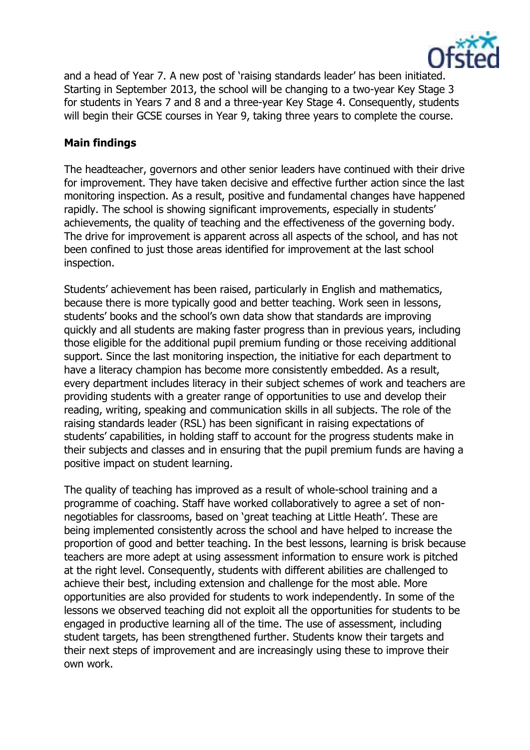and a head of Year 7. A new post of 'raising standards leader' has been initiated. Starting in September 2013, the school will be changing to a two-year Key Stage 3 for students in Years 7 and 8 and a three-year Key Stage 4. Consequently, students will begin their GCSE courses in Year 9, taking three years to complete the course.

**Main findings**

The headteacher, governors and other senior leaders have continued with their drive for improvement. They have taken decisive and effective further action since the last monitoring inspection. As a result, positive and fundamental changes have happened rapidly. The school is showing significant improvements, especially in students' achievements, the quality of teaching and the effectiveness of the governing body. The drive for improvement is apparent across all aspects of the school, and has not been confined to just those areas identified for improvement at the last school inspection.

Students' achievement has been raised, particularly in English and mathematics, because there is more typically good and better teaching. Work seen in lessons, students' books and the school's own data show that standards are improving quickly and all students are making faster progress than in previous years, including those eligible for the additional pupil premium funding or those receiving additional support. Since the last monitoring inspection, the initiative for each department to have a literacy champion has become more consistently embedded. As a result, every department includes literacy in their subject schemes of work and teachers are providing students with a greater range of opportunities to use and develop their reading, writing, speaking and communication skills in all subjects. The role of the raising standards leader (RSL) has been significant in raising expectations of students' capabilities, in holding staff to account for the progress students make in their subjects and classes and in ensuring that the pupil premium funds are having a positive impact on student learning.

The quality of teaching has improved as a result of whole-school training and a programme of coaching. Staff have worked collaboratively to agree a set of non-negotiables for classrooms, based on 'great teaching at Little Heath'. These are being implemented consistently across the school and have helped to increase the proportion of good and better teaching. In the best lessons, learning is brisk because teachers are more adept at using assessment information to ensure work is pitched at the right level. Consequently, students with different abilities are challenged to achieve their best, including extension and challenge for the most able. More opportunities are also provided for students to work independently. In some of the lessons we observed teaching did not exploit all the opportunities for students to be engaged in productive learning all of the time. The use of assessment, including student targets, has been strengthened further. Students know their targets and their next steps of improvement and are increasingly using these to improve their own work.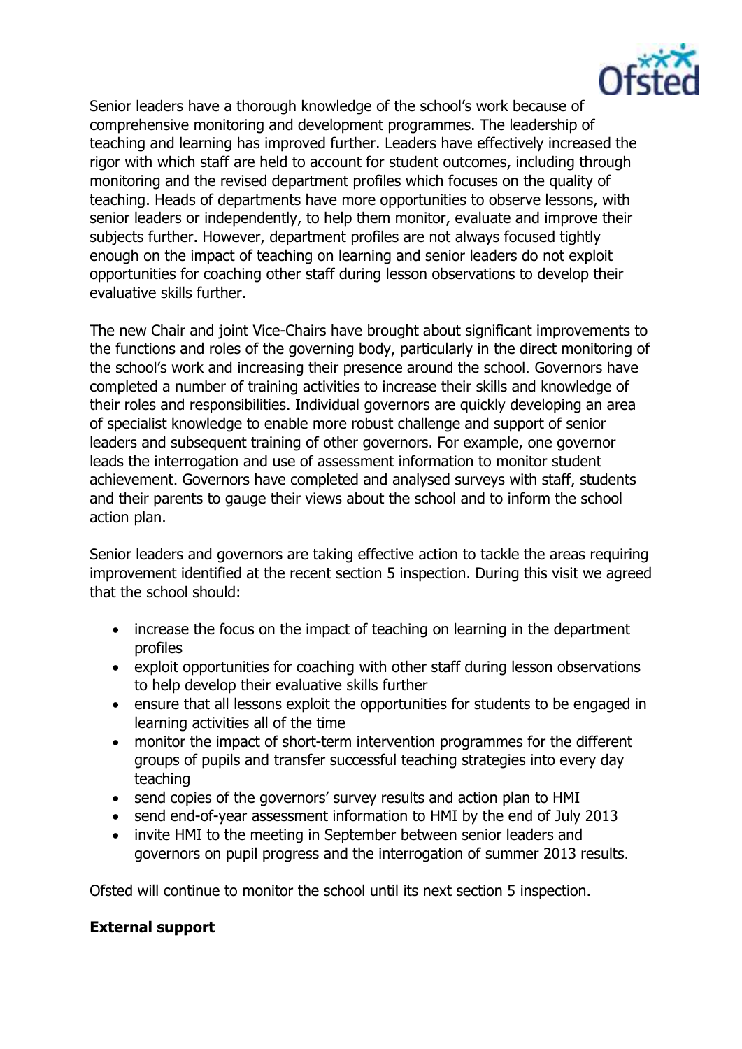Senior leaders have a thorough knowledge of the school's work because of comprehensive monitoring and development programmes. The leadership of teaching and learning has improved further. Leaders have effectively increased the rigor with which staff are held to account for student outcomes, including through monitoring and the revised department profiles which focuses on the quality of teaching. Heads of departments have more opportunities to observe lessons, with senior leaders or independently, to help them monitor, evaluate and improve their subjects further. However, department profiles are not always focused tightly enough on the impact of teaching on learning and senior leaders do not exploit opportunities for coaching other staff during lesson observations to develop their evaluative skills further.

The new Chair and joint Vice-Chairs have brought about significant improvements to the functions and roles of the governing body, particularly in the direct monitoring of the school's work and increasing their presence around the school. Governors have completed a number of training activities to increase their skills and knowledge of their roles and responsibilities. Individual governors are quickly developing an area of specialist knowledge to enable more robust challenge and support of senior leaders and subsequent training of other governors. For example, one governor leads the interrogation and use of assessment information to monitor student achievement. Governors have completed and analysed surveys with staff, students and their parents to gauge their views about the school and to inform the school action plan.

Senior leaders and governors are taking effective action to tackle the areas requiring improvement identified at the recent section 5 inspection. During this visit we agreed that the school should:

- increase the focus on the impact of teaching on learning in the department profiles
- exploit opportunities for coaching with other staff during lesson observations to help develop their evaluative skills further
- ensure that all lessons exploit the opportunities for students to be engaged in learning activities all of the time
- monitor the impact of short-term intervention programmes for the different groups of pupils and transfer successful teaching strategies into every day teaching
- send copies of the governors' survey results and action plan to HMI
- send end-of-year assessment information to HMI by the end of July 2013
- invite HMI to the meeting in September between senior leaders and governors on pupil progress and the interrogation of summer 2013 results.

Ofsted will continue to monitor the school until its next section 5 inspection.

**External support**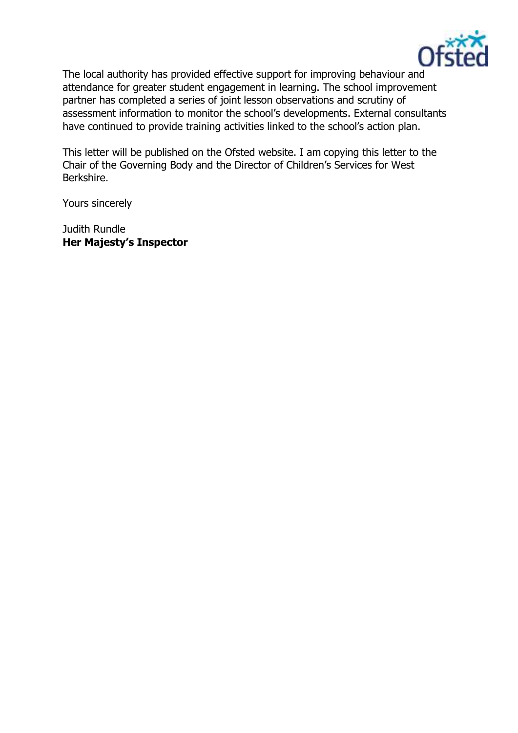The local authority has provided effective support for improving behaviour and attendance for greater student engagement in learning. The school improvement partner has completed a series of joint lesson observations and scrutiny of assessment information to monitor the school's developments. External consultants have continued to provide training activities linked to the school's action plan.

This letter will be published on the Ofsted website. I am copying this letter to the Chair of the Governing Body and the Director of Children's Services for West Berkshire.

Yours sincerely

Judith Rundle
**Her Majesty's Inspector**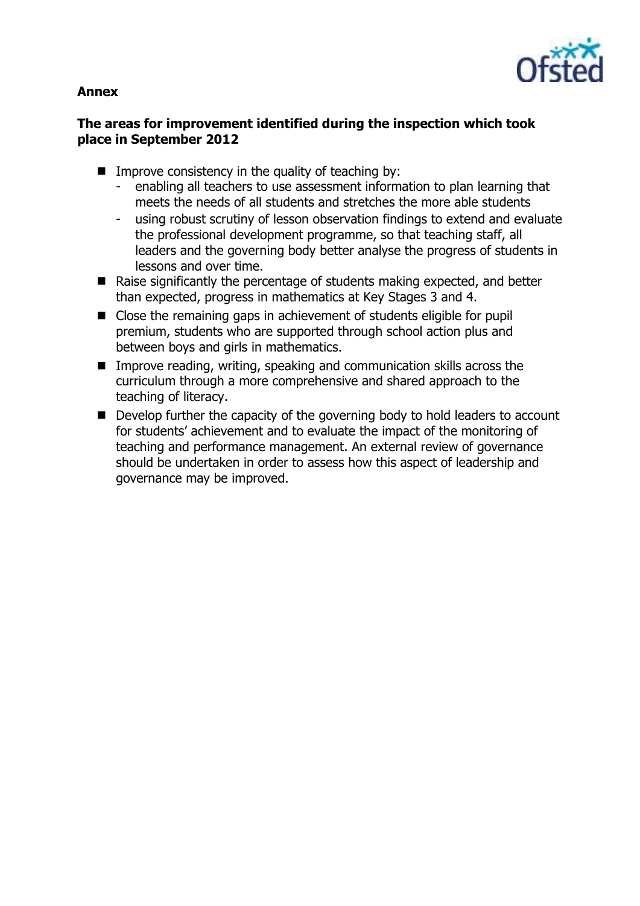**Annex**

**The areas for improvement identified during the inspection which took place in September 2012**

- Improve consistency in the quality of teaching by:
  - enabling all teachers to use assessment information to plan learning that meets the needs of all students and stretches the more able students
  - using robust scrutiny of lesson observation findings to extend and evaluate the professional development programme, so that teaching staff, all leaders and the governing body better analyse the progress of students in lessons and over time.
- Raise significantly the percentage of students making expected, and better than expected, progress in mathematics at Key Stages 3 and 4.
- Close the remaining gaps in achievement of students eligible for pupil premium, students who are supported through school action plus and between boys and girls in mathematics.
- Improve reading, writing, speaking and communication skills across the curriculum through a more comprehensive and shared approach to the teaching of literacy.
- Develop further the capacity of the governing body to hold leaders to account for students' achievement and to evaluate the impact of the monitoring of teaching and performance management. An external review of governance should be undertaken in order to assess how this aspect of leadership and governance may be improved.